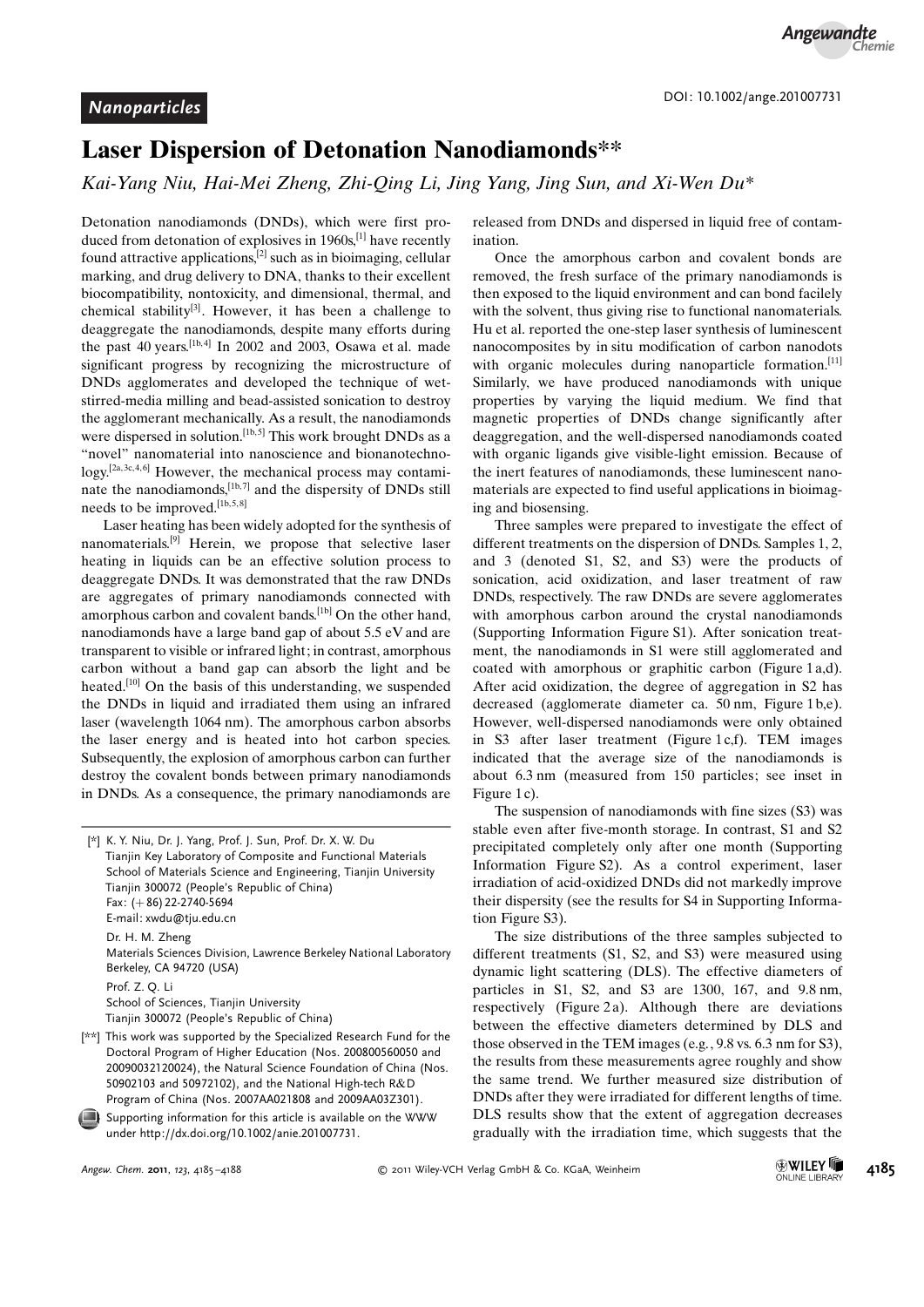*Nanoparticles*

DOI: 10.1002/ange.201007731

# Laser Dispersion of Detonation Nanodiamonds[**]

*Kai-Yang Niu, Hai-Mei Zheng, Zhi-Qing Li, Jing Yang, Jing Sun, and Xi-Wen Du**

Detonation nanodiamonds (DNDs), which were first produced from detonation of explosives in 1960s,[1] have recently found attractive applications,[2] such as in bioimaging, cellular marking, and drug delivery to DNA, thanks to their excellent biocompatibility, nontoxicity, and dimensional, thermal, and chemical stability[3]. However, it has been a challenge to deaggregate the nanodiamonds, despite many efforts during the past 40 years.[1b,4] In 2002 and 2003, Osawa et al. made significant progress by recognizing the microstructure of DNDs agglomerates and developed the technique of wet-stirred-media milling and bead-assisted sonication to destroy the agglomerant mechanically. As a result, the nanodiamonds were dispersed in solution.[1b,5] This work brought DNDs as a "novel" nanomaterial into nanoscience and bionanotechnology.[2a,3c,4,6] However, the mechanical process may contaminate the nanodiamonds,[1b,7] and the dispersity of DNDs still needs to be improved.[1b,5,8]

Laser heating has been widely adopted for the synthesis of nanomaterials.[9] Herein, we propose that selective laser heating in liquids can be an effective solution process to deaggregate DNDs. It was demonstrated that the raw DNDs are aggregates of primary nanodiamonds connected with amorphous carbon and covalent bands.[1b] On the other hand, nanodiamonds have a large band gap of about 5.5 eV and are transparent to visible or infrared light; in contrast, amorphous carbon without a band gap can absorb the light and be heated.[10] On the basis of this understanding, we suspended the DNDs in liquid and irradiated them using an infrared laser (wavelength 1064 nm). The amorphous carbon absorbs the laser energy and is heated into hot carbon species. Subsequently, the explosion of amorphous carbon can further destroy the covalent bonds between primary nanodiamonds in DNDs. As a consequence, the primary nanodiamonds are released from DNDs and dispersed in liquid free of contamination.

Once the amorphous carbon and covalent bonds are removed, the fresh surface of the primary nanodiamonds is then exposed to the liquid environment and can bond facilely with the solvent, thus giving rise to functional nanomaterials. Hu et al. reported the one-step laser synthesis of luminescent nanocomposites by in situ modification of carbon nanodots with organic molecules during nanoparticle formation.[11] Similarly, we have produced nanodiamonds with unique properties by varying the liquid medium. We find that magnetic properties of DNDs change significantly after deaggregation, and the well-dispersed nanodiamonds coated with organic ligands give visible-light emission. Because of the inert features of nanodiamonds, these luminescent nanomaterials are expected to find useful applications in bioimaging and biosensing.

Three samples were prepared to investigate the effect of different treatments on the dispersion of DNDs. Samples 1, 2, and 3 (denoted S1, S2, and S3) were the products of sonication, acid oxidization, and laser treatment of raw DNDs, respectively. The raw DNDs are severe agglomerates with amorphous carbon around the crystal nanodiamonds (Supporting Information Figure S1). After sonication treatment, the nanodiamonds in S1 were still agglomerated and coated with amorphous or graphitic carbon (Figure 1a,d). After acid oxidization, the degree of aggregation in S2 has decreased (agglomerate diameter ca. 50 nm, Figure 1b,e). However, well-dispersed nanodiamonds were only obtained in S3 after laser treatment (Figure 1c,f). TEM images indicated that the average size of the nanodiamonds is about 6.3 nm (measured from 150 particles; see inset in Figure 1c).

The suspension of nanodiamonds with fine sizes (S3) was stable even after five-month storage. In contrast, S1 and S2 precipitated completely only after one month (Supporting Information Figure S2). As a control experiment, laser irradiation of acid-oxidized DNDs did not markedly improve their dispersity (see the results for S4 in Supporting Information Figure S3).

The size distributions of the three samples subjected to different treatments (S1, S2, and S3) were measured using dynamic light scattering (DLS). The effective diameters of particles in S1, S2, and S3 are 1300, 167, and 9.8 nm, respectively (Figure 2a). Although there are deviations between the effective diameters determined by DLS and those observed in the TEM images (e.g., 9.8 vs. 6.3 nm for S3), the results from these measurements agree roughly and show the same trend. We further measured size distribution of DNDs after they were irradiated for different lengths of time. DLS results show that the extent of aggregation decreases gradually with the irradiation time, which suggests that the

---

[*] K. Y. Niu, Dr. J. Yang, Prof. J. Sun, Prof. Dr. X. W. Du
Tianjin Key Laboratory of Composite and Functional Materials
School of Materials Science and Engineering, Tianjin University
Tianjin 300072 (People's Republic of China)
Fax: (+86) 22-2740-5694
E-mail: xwdu@tju.edu.cn

Dr. H. M. Zheng
Materials Sciences Division, Lawrence Berkeley National Laboratory
Berkeley, CA 94720 (USA)

Prof. Z. Q. Li
School of Sciences, Tianjin University
Tianjin 300072 (People's Republic of China)

[**] This work was supported by the Specialized Research Fund for the Doctoral Program of Higher Education (Nos. 200800560050 and 20090032120024), the Natural Science Foundation of China (Nos. 50902103 and 50972102), and the National High-tech R&D Program of China (Nos. 2007AA021808 and 2009AA03Z301).

Supporting information for this article is available on the WWW under http://dx.doi.org/10.1002/anie.201007731.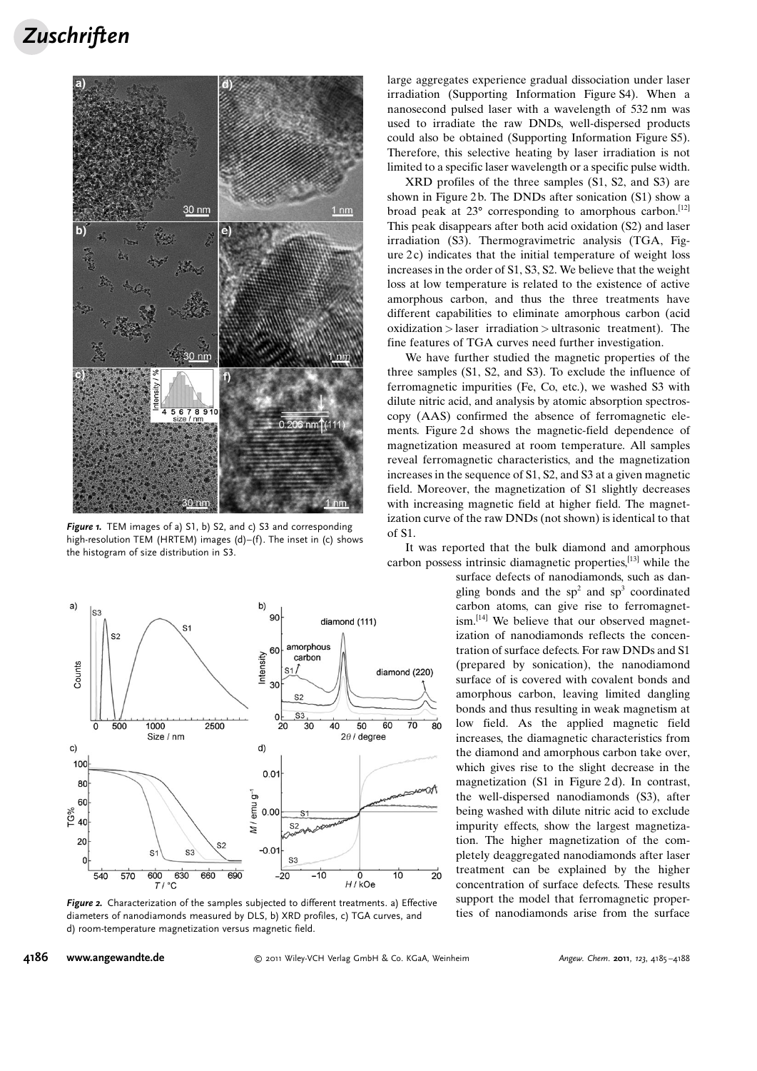*Figure 1.* TEM images of a) S1, b) S2, and c) S3 and corresponding high-resolution TEM (HRTEM) images (d)–(f). The inset in (c) shows the histogram of size distribution in S3.

*Figure 2.* Characterization of the samples subjected to different treatments. a) Effective diameters of nanodiamonds measured by DLS, b) XRD profiles, c) TGA curves, and d) room-temperature magnetization versus magnetic field.

large aggregates experience gradual dissociation under laser irradiation (Supporting Information Figure S4). When a nanosecond pulsed laser with a wavelength of 532 nm was used to irradiate the raw DNDs, well-dispersed products could also be obtained (Supporting Information Figure S5). Therefore, this selective heating by laser irradiation is not limited to a specific laser wavelength or a specific pulse width.

XRD profiles of the three samples (S1, S2, and S3) are shown in Figure 2b. The DNDs after sonication (S1) show a broad peak at 23° corresponding to amorphous carbon.[12] This peak disappears after both acid oxidation (S2) and laser irradiation (S3). Thermogravimetric analysis (TGA, Figure 2c) indicates that the initial temperature of weight loss increases in the order of S1, S3, S2. We believe that the weight loss at low temperature is related to the existence of active amorphous carbon, and thus the three treatments have different capabilities to eliminate amorphous carbon (acid oxidization > laser irradiation > ultrasonic treatment). The fine features of TGA curves need further investigation.

We have further studied the magnetic properties of the three samples (S1, S2, and S3). To exclude the influence of ferromagnetic impurities (Fe, Co, etc.), we washed S3 with dilute nitric acid, and analysis by atomic absorption spectroscopy (AAS) confirmed the absence of ferromagnetic elements. Figure 2d shows the magnetic-field dependence of magnetization measured at room temperature. All samples reveal ferromagnetic characteristics, and the magnetization increases in the sequence of S1, S2, and S3 at a given magnetic field. Moreover, the magnetization of S1 slightly decreases with increasing magnetic field at higher field. The magnetization curve of the raw DNDs (not shown) is identical to that of S1.

It was reported that the bulk diamond and amorphous carbon possess intrinsic diamagnetic properties,[13] while the surface defects of nanodiamonds, such as dangling bonds and the $sp^2$ and $sp^3$ coordinated carbon atoms, can give rise to ferromagnetism.[14] We believe that our observed magnetization of nanodiamonds reflects the concentration of surface defects. For raw DNDs and S1 (prepared by sonication), the nanodiamond surface of is covered with covalent bonds and amorphous carbon, leaving limited dangling bonds and thus resulting in weak magnetism at low field. As the applied magnetic field increases, the diamagnetic characteristics from the diamond and amorphous carbon take over, which gives rise to the slight decrease in the magnetization (S1 in Figure 2d). In contrast, the well-dispersed nanodiamonds (S3), after being washed with dilute nitric acid to exclude impurity effects, show the largest magnetization. The higher magnetization of the completely deaggregated nanodiamonds after laser treatment can be explained by the higher concentration of surface defects. These results support the model that ferromagnetic properties of nanodiamonds arise from the surface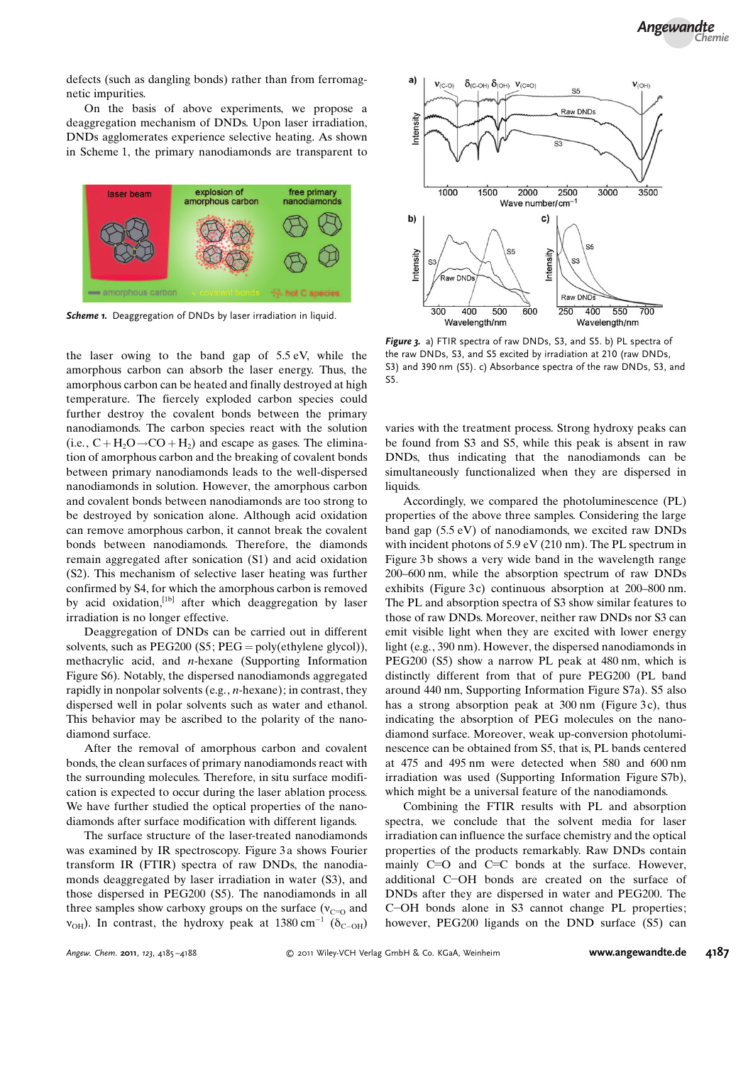defects (such as dangling bonds) rather than from ferromagnetic impurities.

On the basis of above experiments, we propose a deaggregation mechanism of DNDs. Upon laser irradiation, DNDs agglomerates experience selective heating. As shown in Scheme 1, the primary nanodiamonds are transparent to the laser owing to the band gap of 5.5 eV, while the amorphous carbon can absorb the laser energy. Thus, the amorphous carbon can be heated and finally destroyed at high temperature. The fiercely exploded carbon species could further destroy the covalent bonds between the primary nanodiamonds. The carbon species react with the solution (i.e., $C + H_2O \rightarrow CO + H_2$) and escape as gases. The elimination of amorphous carbon and the breaking of covalent bonds between primary nanodiamonds leads to the well-dispersed nanodiamonds in solution. However, the amorphous carbon and covalent bonds between nanodiamonds are too strong to be destroyed by sonication alone. Although acid oxidation can remove amorphous carbon, it cannot break the covalent bonds between nanodiamonds. Therefore, the diamonds remain aggregated after sonication (S1) and acid oxidation (S2). This mechanism of selective laser heating was further confirmed by S4, for which the amorphous carbon is removed by acid oxidation,[1b] after which deaggregation by laser irradiation is no longer effective.

**Scheme 1.** Deaggregation of DNDs by laser irradiation in liquid.

Deaggregation of DNDs can be carried out in different solvents, such as PEG200 (S5; PEG = poly(ethylene glycol)), methacrylic acid, and *n*-hexane (Supporting Information Figure S6). Notably, the dispersed nanodiamonds aggregated rapidly in nonpolar solvents (e.g., *n*-hexane); in contrast, they dispersed well in polar solvents such as water and ethanol. This behavior may be ascribed to the polarity of the nanodiamond surface.

After the removal of amorphous carbon and covalent bonds, the clean surfaces of primary nanodiamonds react with the surrounding molecules. Therefore, in situ surface modification is expected to occur during the laser ablation process. We have further studied the optical properties of the nanodiamonds after surface modification with different ligands.

The surface structure of the laser-treated nanodiamonds was examined by IR spectroscopy. Figure 3a shows Fourier transform IR (FTIR) spectra of raw DNDs, the nanodiamonds deaggregated by laser irradiation in water (S3), and those dispersed in PEG200 (S5). The nanodiamonds in all three samples show carboxy groups on the surface ($\nu_{C=O}$ and $\nu_{OH}$). In contrast, the hydroxy peak at 1380 $cm^{-1}$ ($\delta_{C-OH}$) varies with the treatment process. Strong hydroxy peaks can be found from S3 and S5, while this peak is absent in raw DNDs, thus indicating that the nanodiamonds can be simultaneously functionalized when they are dispersed in liquids.

**Figure 3.** a) FTIR spectra of raw DNDs, S3, and S5. b) PL spectra of the raw DNDs, S3 and S5 excited by irradiation at 210 (raw DNDs, S3) and 390 nm (S5). c) Absorbance spectra of the raw DNDs, S3, and S5.

Accordingly, we compared the photoluminescence (PL) properties of the above three samples. Considering the large band gap (5.5 eV) of nanodiamonds, we excited raw DNDs with incident photons of 5.9 eV (210 nm). The PL spectrum in Figure 3b shows a very wide band in the wavelength range 200–600 nm, while the absorption spectrum of raw DNDs exhibits (Figure 3c) continuous absorption at 200–800 nm. The PL and absorption spectra of S3 show similar features to those of raw DNDs. Moreover, neither raw DNDs nor S3 can emit visible light when they are excited with lower energy light (e.g., 390 nm). However, the dispersed nanodiamonds in PEG200 (S5) show a narrow PL peak at 480 nm, which is distinctly different from that of pure PEG200 (PL band around 440 nm, Supporting Information Figure S7a). S5 also has a strong absorption peak at 300 nm (Figure 3c), thus indicating the absorption of PEG molecules on the nanodiamond surface. Moreover, weak up-conversion photoluminescence can be obtained from S5, that is, PL bands centered at 475 and 495 nm were detected when 580 and 600 nm irradiation was used (Supporting Information Figure S7b), which might be a universal feature of the nanodiamonds.

Combining the FTIR results with PL and absorption spectra, we conclude that the solvent media for laser irradiation can influence the surface chemistry and the optical properties of the products remarkably. Raw DNDs contain mainly C=O and C=C bonds at the surface. However, additional C−OH bonds are created on the surface of DNDs after they are dispersed in water and PEG200. The C−OH bonds alone in S3 cannot change PL properties; however, PEG200 ligands on the DND surface (S5) can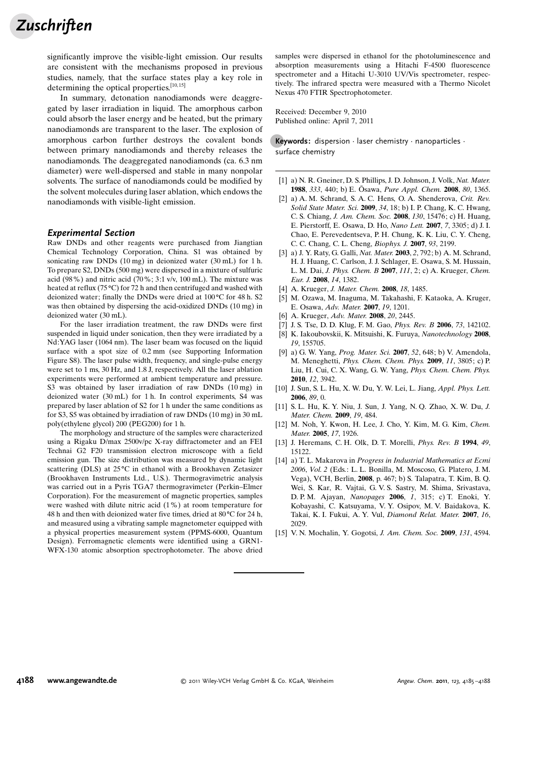significantly improve the visible-light emission. Our results are consistent with the mechanisms proposed in previous studies, namely, that the surface states play a key role in determining the optical properties.[10,15]

In summary, detonation nanodiamonds were deaggregated by laser irradiation in liquid. The amorphous carbon could absorb the laser energy and be heated, but the primary nanodiamonds are transparent to the laser. The explosion of amorphous carbon further destroys the covalent bonds between primary nanodiamonds and thereby releases the nanodiamonds. The deaggregated nanodiamonds (ca. 6.3 nm diameter) were well-dispersed and stable in many nonpolar solvents. The surface of nanodiamonds could be modified by the solvent molecules during laser ablation, which endows the nanodiamonds with visible-light emission.

## Experimental Section

Raw DNDs and other reagents were purchased from Jiangtian Chemical Technology Corporation, China. S1 was obtained by sonicating raw DNDs (10 mg) in deionized water (30 mL) for 1 h. To prepare S2, DNDs (500 mg) were dispersed in a mixture of sulfuric acid (98%) and nitric acid (70%; 3:1 v/v, 100 mL). The mixture was heated at reflux (75°C) for 72 h and then centrifuged and washed with deionized water; finally the DNDs were dried at 100°C for 48 h. S2 was then obtained by dispersing the acid-oxidized DNDs (10 mg) in deionized water (30 mL).

For the laser irradiation treatment, the raw DNDs were first suspended in liquid under sonication, then they were irradiated by a Nd:YAG laser (1064 nm). The laser beam was focused on the liquid surface with a spot size of 0.2 mm (see Supporting Information Figure S8). The laser pulse width, frequency, and single-pulse energy were set to 1 ms, 30 Hz, and 1.8 J, respectively. All the laser ablation experiments were performed at ambient temperature and pressure. S3 was obtained by laser irradiation of raw DNDs (10 mg) in deionized water (30 mL) for 1 h. In control experiments, S4 was prepared by laser ablation of S2 for 1 h under the same conditions as for S3, S5 was obtained by irradiation of raw DNDs (10 mg) in 30 mL poly(ethylene glycol) 200 (PEG200) for 1 h.

The morphology and structure of the samples were characterized using a Rigaku D/max 2500v/pc X-ray diffractometer and an FEI Technai G2 F20 transmission electron microscope with a field emission gun. The size distribution was measured by dynamic light scattering (DLS) at 25°C in ethanol with a Brookhaven Zetasizer (Brookhaven Instruments Ltd., U.S.). Thermogravimetric analysis was carried out in a Pyris TGA7 thermogravimeter (Perkin–Elmer Corporation). For the measurement of magnetic properties, samples were washed with dilute nitric acid (1%) at room temperature for 48 h and then with deionized water five times, dried at 80°C for 24 h, and measured using a vibrating sample magnetometer equipped with a physical properties measurement system (PPMS-6000, Quantum Design). Ferromagnetic elements were identified using a GRN1-WFX-130 atomic absorption spectrophotometer. The above dried samples were dispersed in ethanol for the photoluminescence and absorption measurements using a Hitachi F-4500 fluorescence spectrometer and a Hitachi U-3010 UV/Vis spectrometer, respectively. The infrared spectra were measured with a Thermo Nicolet Nexus 470 FTIR Spectrophotometer.

Received: December 9, 2010
Published online: April 7, 2011

**Keywords:** dispersion · laser chemistry · nanoparticles · surface chemistry

[1] a) N. R. Gneiner, D. S. Phillips, J. D. Johnson, J. Volk, *Nat. Mater.* **1988**, *333*, 440; b) E. Ōsawa, *Pure Appl. Chem.* **2008**, *80*, 1365.

[2] a) A. M. Schrand, S. A. C. Hens, O. A. Shenderova, *Crit. Rev. Solid State Mater. Sci.* **2009**, *34*, 18; b) I. P. Chang, K. C. Hwang, C. S. Chiang, *J. Am. Chem. Soc.* **2008**, *130*, 15476; c) H. Huang, E. Pierstorff, E. Osawa, D. Ho, *Nano Lett.* **2007**, *7*, 3305; d) J. I. Chao, E. Perevedentseva, P. H. Chung, K. K. Liu, C. Y. Cheng, C. C. Chang, C. L. Cheng, *Biophys. J.* **2007**, *93*, 2199.

[3] a) J. Y. Raty, G. Galli, *Nat. Mater.* **2003**, *2*, 792; b) A. M. Schrand, H. J. Huang, C. Carlson, J. J. Schlager, E. Osawa, S. M. Hussain, L. M. Dai, *J. Phys. Chem. B* **2007**, *111*, 2; c) A. Krueger, *Chem. Eur. J.* **2008**, *14*, 1382.

[4] A. Krueger, *J. Mater. Chem.* **2008**, *18*, 1485.

[5] M. Ozawa, M. Inaguma, M. Takahashi, F. Kataoka, A. Kruger, E. Osawa, *Adv. Mater.* **2007**, *19*, 1201.

[6] A. Krueger, *Adv. Mater.* **2008**, *20*, 2445.

[7] J. S. Tse, D. D. Klug, F. M. Gao, *Phys. Rev. B* **2006**, *73*, 142102.

[8] K. Iakoubovskii, K. Mitsuishi, K. Furuya, *Nanotechnology* **2008**, *19*, 155705.

[9] a) G. W. Yang, *Prog. Mater. Sci.* **2007**, *52*, 648; b) V. Amendola, M. Meneghetti, *Phys. Chem. Chem. Phys.* **2009**, *11*, 3805; c) P. Liu, H. Cui, C. X. Wang, G. W. Yang, *Phys. Chem. Chem. Phys.* **2010**, *12*, 3942.

[10] J. Sun, S. L. Hu, X. W. Du, Y. W. Lei, L. Jiang, *Appl. Phys. Lett.* **2006**, *89*, 0.

[11] S. L. Hu, K. Y. Niu, J. Sun, J. Yang, N. Q. Zhao, X. W. Du, *J. Mater. Chem.* **2009**, *19*, 484.

[12] M. Noh, Y. Kwon, H. Lee, J. Cho, Y. Kim, M. G. Kim, *Chem. Mater.* **2005**, *17*, 1926.

[13] J. Heremans, C. H. Olk, D. T. Morelli, *Phys. Rev. B* **1994**, *49*, 15122.

[14] a) T. L. Makarova in *Progress in Industrial Mathematics at Ecmi 2006*, *Vol. 2* (Eds.: L. L. Bonilla, M. Moscoso, G. Platero, J. M. Vega), VCH, Berlin, **2008**, p. 467; b) S. Talapatra, T. Kim, B. Q. Wei, S. Kar, R. Vajtai, G. V. S. Sastry, M. Shima, Srivastava, D. P. M. Ajayan, *Nanopages* **2006**, *1*, 315; c) T. Enoki, Y. Kobayashi, C. Katsuyama, V. Y. Osipov, M. V. Baidakova, K. Takai, K. I. Fukui, A. Y. Vul, *Diamond Relat. Mater.* **2007**, *16*, 2029.

[15] V. N. Mochalin, Y. Gogotsi, *J. Am. Chem. Soc.* **2009**, *131*, 4594.